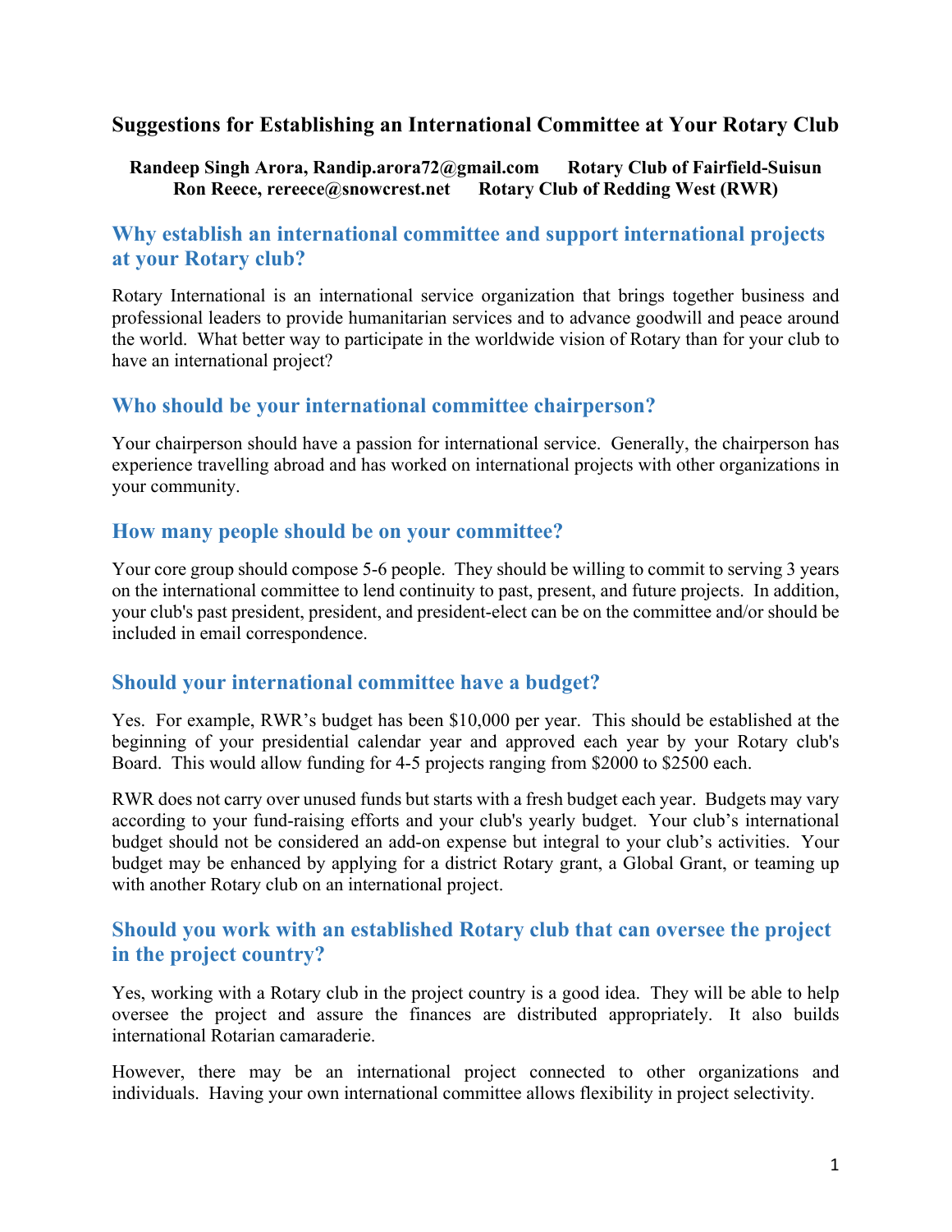# Suggestions for Establishing an International Committee at Your Rotary Club

**Randeep Singh Arora, Randip.arora72@gmail.com      Rotary Club of Fairfield-Suisun**
**Ron Reece, rereece@snowcrest.net      Rotary Club of Redding West (RWR)**

## Why establish an international committee and support international projects at your Rotary club?

Rotary International is an international service organization that brings together business and professional leaders to provide humanitarian services and to advance goodwill and peace around the world. What better way to participate in the worldwide vision of Rotary than for your club to have an international project?

## Who should be your international committee chairperson?

Your chairperson should have a passion for international service. Generally, the chairperson has experience travelling abroad and has worked on international projects with other organizations in your community.

## How many people should be on your committee?

Your core group should compose 5-6 people. They should be willing to commit to serving 3 years on the international committee to lend continuity to past, present, and future projects. In addition, your club's past president, president, and president-elect can be on the committee and/or should be included in email correspondence.

## Should your international committee have a budget?

Yes. For example, RWR's budget has been $10,000 per year. This should be established at the beginning of your presidential calendar year and approved each year by your Rotary club's Board. This would allow funding for 4-5 projects ranging from $2000 to $2500 each.

RWR does not carry over unused funds but starts with a fresh budget each year. Budgets may vary according to your fund-raising efforts and your club's yearly budget. Your club's international budget should not be considered an add-on expense but integral to your club's activities. Your budget may be enhanced by applying for a district Rotary grant, a Global Grant, or teaming up with another Rotary club on an international project.

## Should you work with an established Rotary club that can oversee the project in the project country?

Yes, working with a Rotary club in the project country is a good idea. They will be able to help oversee the project and assure the finances are distributed appropriately. It also builds international Rotarian camaraderie.

However, there may be an international project connected to other organizations and individuals. Having your own international committee allows flexibility in project selectivity.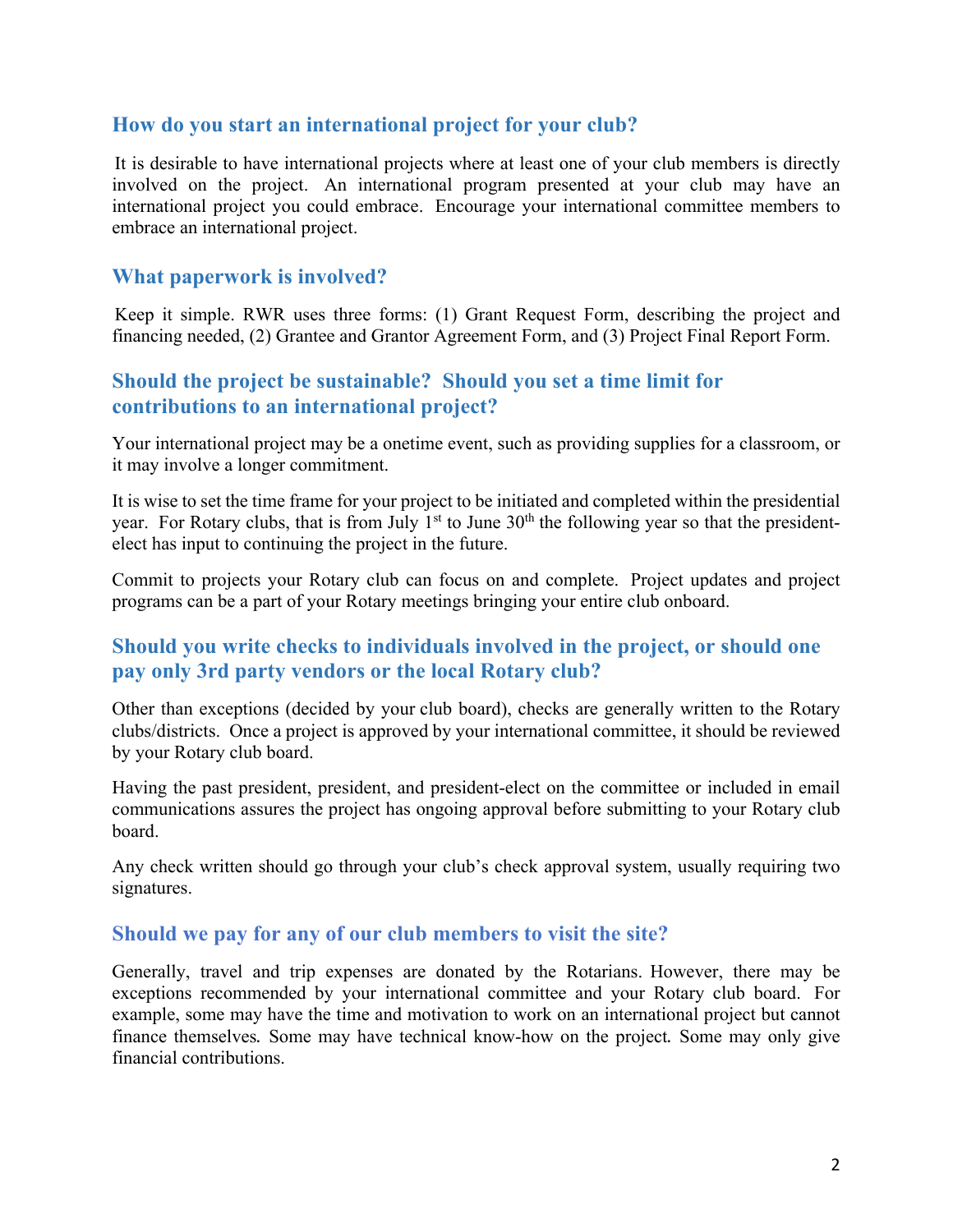### How do you start an international project for your club?

It is desirable to have international projects where at least one of your club members is directly involved on the project. An international program presented at your club may have an international project you could embrace. Encourage your international committee members to embrace an international project.

### What paperwork is involved?

Keep it simple. RWR uses three forms: (1) Grant Request Form, describing the project and financing needed, (2) Grantee and Grantor Agreement Form, and (3) Project Final Report Form.

### Should the project be sustainable? Should you set a time limit for contributions to an international project?

Your international project may be a onetime event, such as providing supplies for a classroom, or it may involve a longer commitment.

It is wise to set the time frame for your project to be initiated and completed within the presidential year. For Rotary clubs, that is from July 1st to June 30th the following year so that the president-elect has input to continuing the project in the future.

Commit to projects your Rotary club can focus on and complete. Project updates and project programs can be a part of your Rotary meetings bringing your entire club onboard.

### Should you write checks to individuals involved in the project, or should one pay only 3rd party vendors or the local Rotary club?

Other than exceptions (decided by your club board), checks are generally written to the Rotary clubs/districts. Once a project is approved by your international committee, it should be reviewed by your Rotary club board.

Having the past president, president, and president-elect on the committee or included in email communications assures the project has ongoing approval before submitting to your Rotary club board.

Any check written should go through your club's check approval system, usually requiring two signatures.

### Should we pay for any of our club members to visit the site?

Generally, travel and trip expenses are donated by the Rotarians. However, there may be exceptions recommended by your international committee and your Rotary club board. For example, some may have the time and motivation to work on an international project but cannot finance themselves. Some may have technical know-how on the project. Some may only give financial contributions.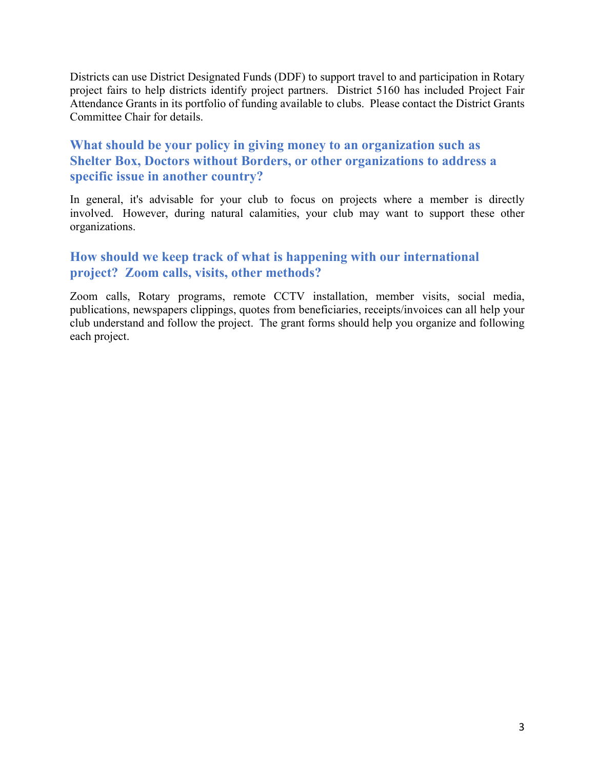Districts can use District Designated Funds (DDF) to support travel to and participation in Rotary project fairs to help districts identify project partners. District 5160 has included Project Fair Attendance Grants in its portfolio of funding available to clubs. Please contact the District Grants Committee Chair for details.

## What should be your policy in giving money to an organization such as Shelter Box, Doctors without Borders, or other organizations to address a specific issue in another country?

In general, it's advisable for your club to focus on projects where a member is directly involved. However, during natural calamities, your club may want to support these other organizations.

## How should we keep track of what is happening with our international project? Zoom calls, visits, other methods?

Zoom calls, Rotary programs, remote CCTV installation, member visits, social media, publications, newspapers clippings, quotes from beneficiaries, receipts/invoices can all help your club understand and follow the project. The grant forms should help you organize and following each project.